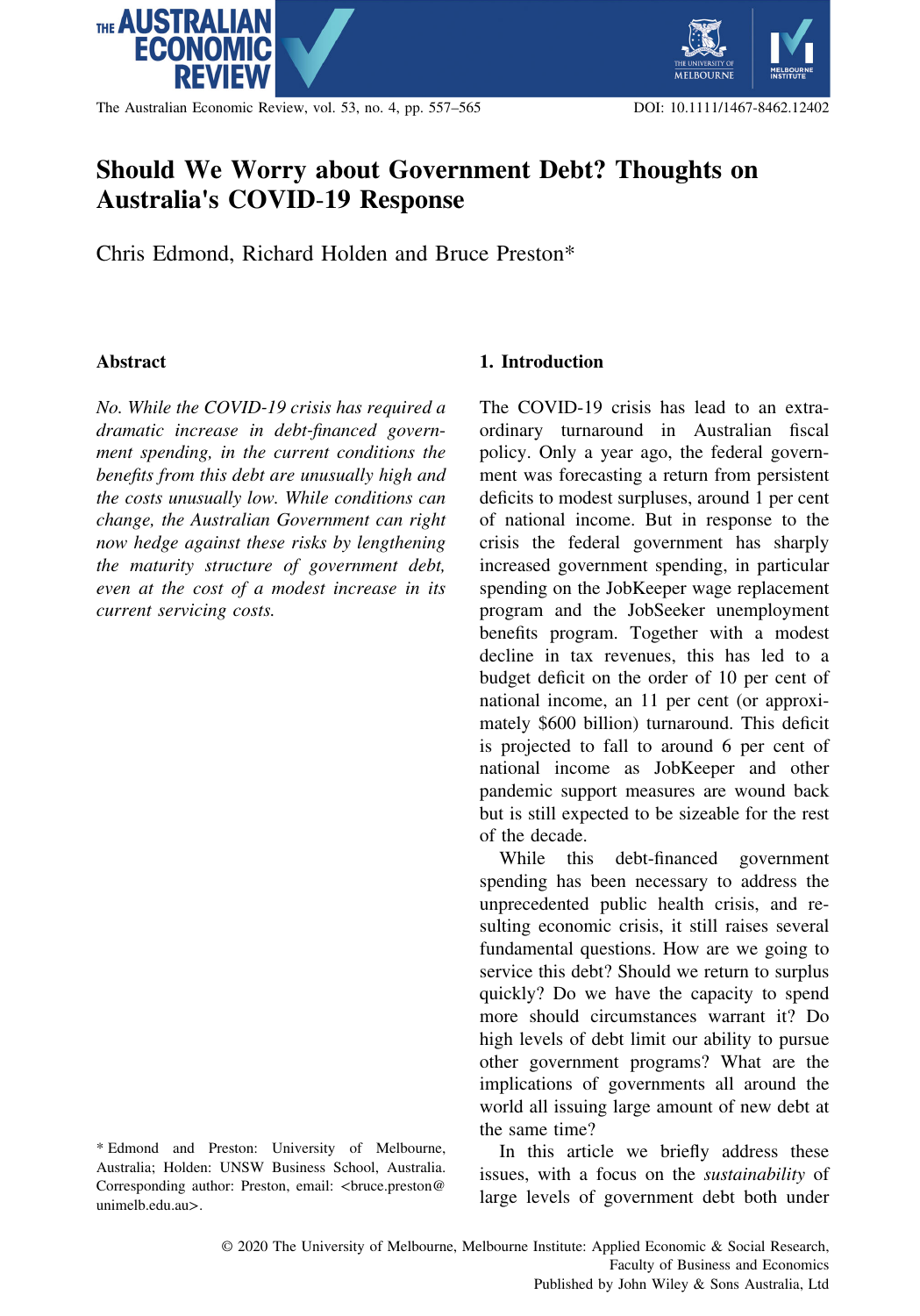# Should We Worry about Government Debt? Thoughts on Australia's COVID-19 Response

Chris Edmond, Richard Holden and Bruce Preston*

## Abstract

*No. While the COVID-19 crisis has required a dramatic increase in debt-financed government spending, in the current conditions the benefits from this debt are unusually high and the costs unusually low. While conditions can change, the Australian Government can right now hedge against these risks by lengthening the maturity structure of government debt, even at the cost of a modest increase in its current servicing costs.*

\* Edmond and Preston: University of Melbourne, Australia; Holden: UNSW Business School, Australia. Corresponding author: Preston, email: <bruce.preston@unimelb.edu.au>.

## 1. Introduction

The COVID-19 crisis has lead to an extraordinary turnaround in Australian fiscal policy. Only a year ago, the federal government was forecasting a return from persistent deficits to modest surpluses, around 1 per cent of national income. But in response to the crisis the federal government has sharply increased government spending, in particular spending on the JobKeeper wage replacement program and the JobSeeker unemployment benefits program. Together with a modest decline in tax revenues, this has led to a budget deficit on the order of 10 per cent of national income, an 11 per cent (or approximately $600 billion) turnaround. This deficit is projected to fall to around 6 per cent of national income as JobKeeper and other pandemic support measures are wound back but is still expected to be sizeable for the rest of the decade.

While this debt-financed government spending has been necessary to address the unprecedented public health crisis, and resulting economic crisis, it still raises several fundamental questions. How are we going to service this debt? Should we return to surplus quickly? Do we have the capacity to spend more should circumstances warrant it? Do high levels of debt limit our ability to pursue other government programs? What are the implications of governments all around the world all issuing large amount of new debt at the same time?

In this article we briefly address these issues, with a focus on the *sustainability* of large levels of government debt both under

© 2020 The University of Melbourne, Melbourne Institute: Applied Economic & Social Research, Faculty of Business and Economics
Published by John Wiley & Sons Australia, Ltd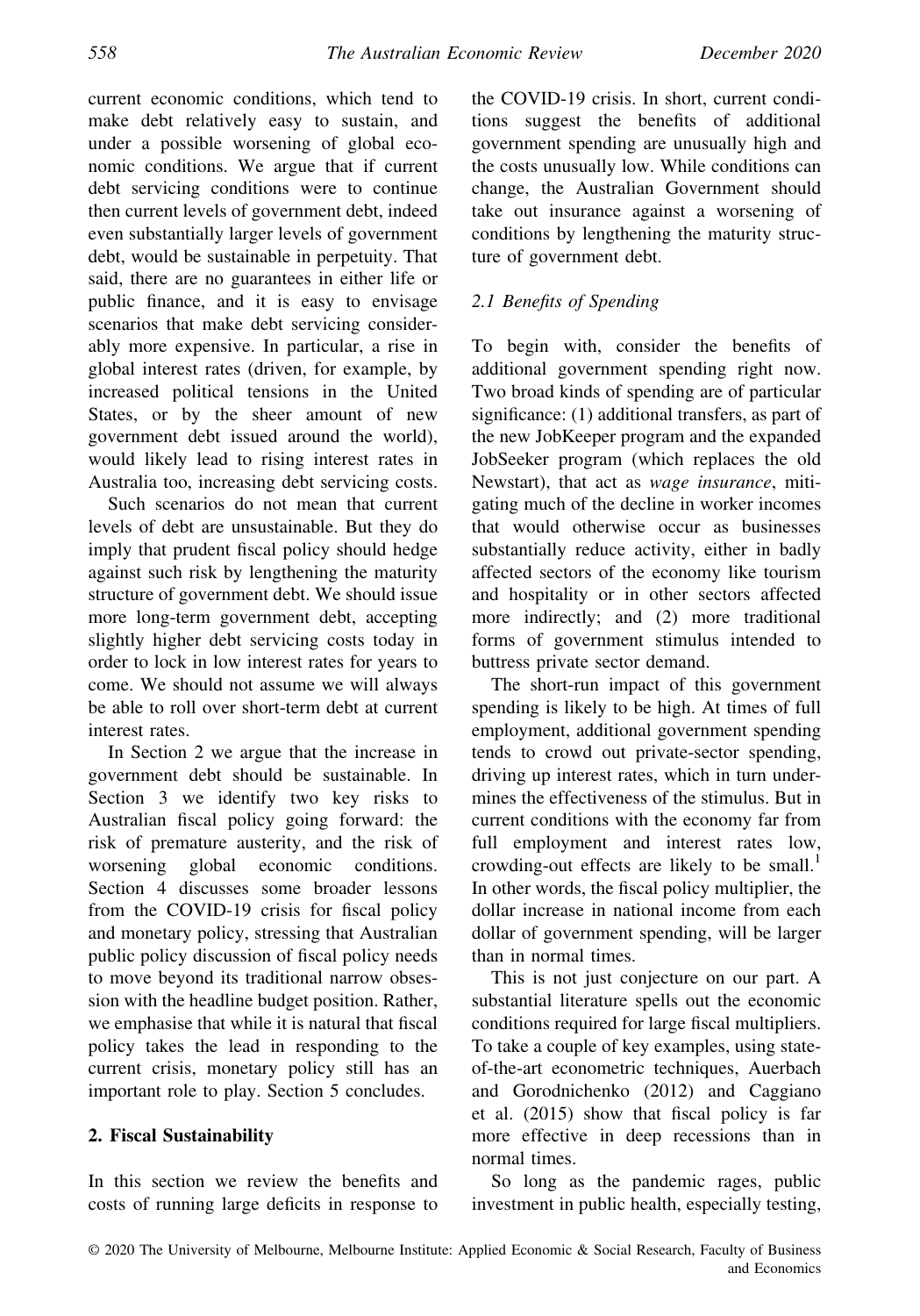current economic conditions, which tend to make debt relatively easy to sustain, and under a possible worsening of global economic conditions. We argue that if current debt servicing conditions were to continue then current levels of government debt, indeed even substantially larger levels of government debt, would be sustainable in perpetuity. That said, there are no guarantees in either life or public finance, and it is easy to envisage scenarios that make debt servicing considerably more expensive. In particular, a rise in global interest rates (driven, for example, by increased political tensions in the United States, or by the sheer amount of new government debt issued around the world), would likely lead to rising interest rates in Australia too, increasing debt servicing costs.

Such scenarios do not mean that current levels of debt are unsustainable. But they do imply that prudent fiscal policy should hedge against such risk by lengthening the maturity structure of government debt. We should issue more long-term government debt, accepting slightly higher debt servicing costs today in order to lock in low interest rates for years to come. We should not assume we will always be able to roll over short-term debt at current interest rates.

In Section 2 we argue that the increase in government debt should be sustainable. In Section 3 we identify two key risks to Australian fiscal policy going forward: the risk of premature austerity, and the risk of worsening global economic conditions. Section 4 discusses some broader lessons from the COVID-19 crisis for fiscal policy and monetary policy, stressing that Australian public policy discussion of fiscal policy needs to move beyond its traditional narrow obsession with the headline budget position. Rather, we emphasise that while it is natural that fiscal policy takes the lead in responding to the current crisis, monetary policy still has an important role to play. Section 5 concludes.

## 2. Fiscal Sustainability

In this section we review the benefits and costs of running large deficits in response to the COVID-19 crisis. In short, current conditions suggest the benefits of additional government spending are unusually high and the costs unusually low. While conditions can change, the Australian Government should take out insurance against a worsening of conditions by lengthening the maturity structure of government debt.

### *2.1 Benefits of Spending*

To begin with, consider the benefits of additional government spending right now. Two broad kinds of spending are of particular significance: (1) additional transfers, as part of the new JobKeeper program and the expanded JobSeeker program (which replaces the old Newstart), that act as *wage insurance*, mitigating much of the decline in worker incomes that would otherwise occur as businesses substantially reduce activity, either in badly affected sectors of the economy like tourism and hospitality or in other sectors affected more indirectly; and (2) more traditional forms of government stimulus intended to buttress private sector demand.

The short-run impact of this government spending is likely to be high. At times of full employment, additional government spending tends to crowd out private-sector spending, driving up interest rates, which in turn undermines the effectiveness of the stimulus. But in current conditions with the economy far from full employment and interest rates low, crowding-out effects are likely to be small.[1] In other words, the fiscal policy multiplier, the dollar increase in national income from each dollar of government spending, will be larger than in normal times.

This is not just conjecture on our part. A substantial literature spells out the economic conditions required for large fiscal multipliers. To take a couple of key examples, using state-of-the-art econometric techniques, Auerbach and Gorodnichenko (2012) and Caggiano et al. (2015) show that fiscal policy is far more effective in deep recessions than in normal times.

So long as the pandemic rages, public investment in public health, especially testing,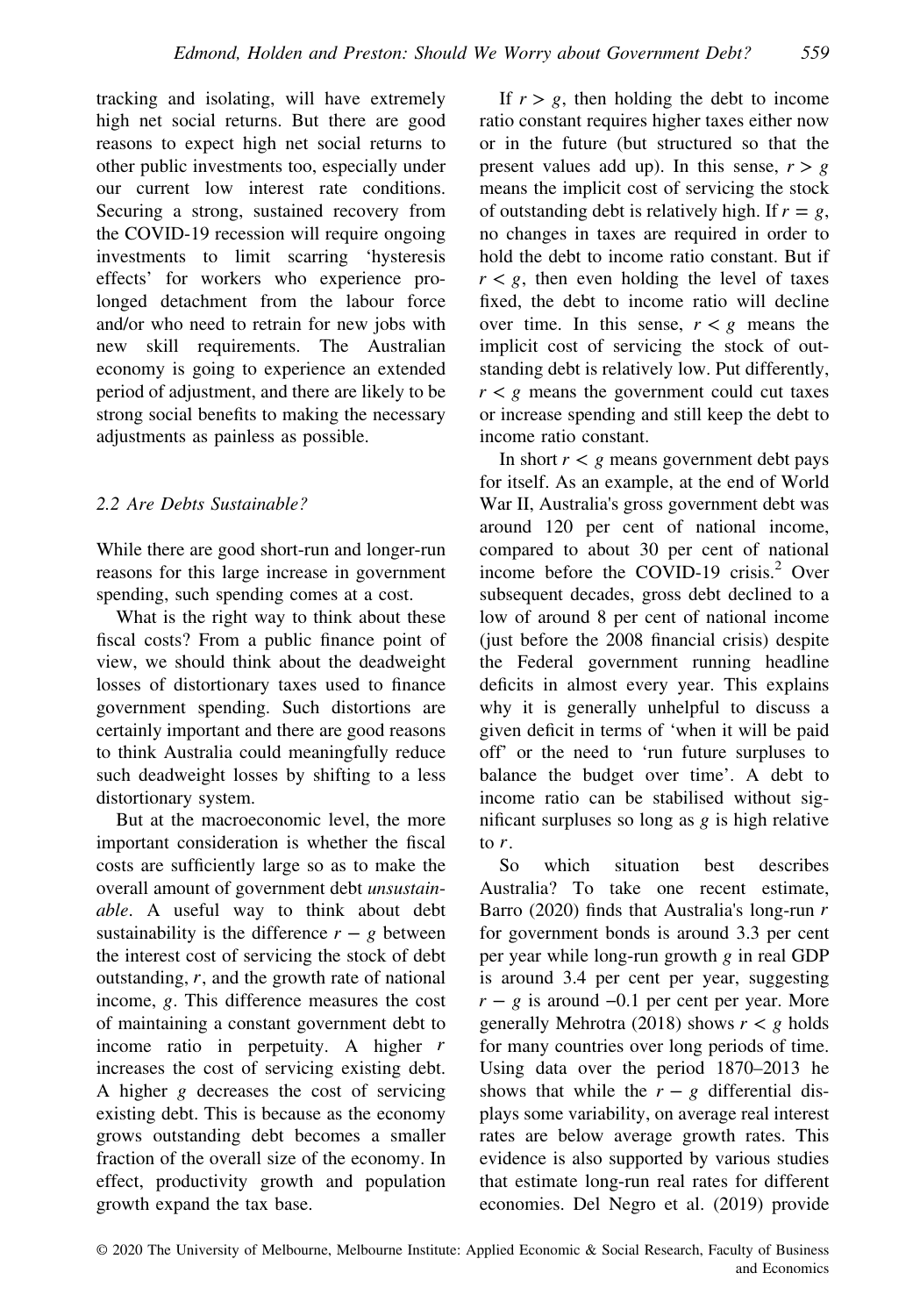tracking and isolating, will have extremely high net social returns. But there are good reasons to expect high net social returns to other public investments too, especially under our current low interest rate conditions. Securing a strong, sustained recovery from the COVID-19 recession will require ongoing investments to limit scarring 'hysteresis effects' for workers who experience prolonged detachment from the labour force and/or who need to retrain for new jobs with new skill requirements. The Australian economy is going to experience an extended period of adjustment, and there are likely to be strong social benefits to making the necessary adjustments as painless as possible.

### 2.2 Are Debts Sustainable?

While there are good short-run and longer-run reasons for this large increase in government spending, such spending comes at a cost.

What is the right way to think about these fiscal costs? From a public finance point of view, we should think about the deadweight losses of distortionary taxes used to finance government spending. Such distortions are certainly important and there are good reasons to think Australia could meaningfully reduce such deadweight losses by shifting to a less distortionary system.

But at the macroeconomic level, the more important consideration is whether the fiscal costs are sufficiently large so as to make the overall amount of government debt *unsustainable*. A useful way to think about debt sustainability is the difference $r - g$ between the interest cost of servicing the stock of debt outstanding, $r$, and the growth rate of national income, $g$. This difference measures the cost of maintaining a constant government debt to income ratio in perpetuity. A higher $r$ increases the cost of servicing existing debt. A higher $g$ decreases the cost of servicing existing debt. This is because as the economy grows outstanding debt becomes a smaller fraction of the overall size of the economy. In effect, productivity growth and population growth expand the tax base.

If $r > g$, then holding the debt to income ratio constant requires higher taxes either now or in the future (but structured so that the present values add up). In this sense, $r > g$ means the implicit cost of servicing the stock of outstanding debt is relatively high. If $r = g$, no changes in taxes are required in order to hold the debt to income ratio constant. But if $r < g$, then even holding the level of taxes fixed, the debt to income ratio will decline over time. In this sense, $r < g$ means the implicit cost of servicing the stock of outstanding debt is relatively low. Put differently, $r < g$ means the government could cut taxes or increase spending and still keep the debt to income ratio constant.

In short $r < g$ means government debt pays for itself. As an example, at the end of World War II, Australia's gross government debt was around 120 per cent of national income, compared to about 30 per cent of national income before the COVID-19 crisis.[2] Over subsequent decades, gross debt declined to a low of around 8 per cent of national income (just before the 2008 financial crisis) despite the Federal government running headline deficits in almost every year. This explains why it is generally unhelpful to discuss a given deficit in terms of 'when it will be paid off' or the need to 'run future surpluses to balance the budget over time'. A debt to income ratio can be stabilised without significant surpluses so long as $g$ is high relative to $r$.

So which situation best describes Australia? To take one recent estimate, Barro (2020) finds that Australia's long-run $r$ for government bonds is around 3.3 per cent per year while long-run growth $g$ in real GDP is around 3.4 per cent per year, suggesting $r - g$ is around −0.1 per cent per year. More generally Mehrotra (2018) shows $r < g$ holds for many countries over long periods of time. Using data over the period 1870–2013 he shows that while the $r - g$ differential displays some variability, on average real interest rates are below average growth rates. This evidence is also supported by various studies that estimate long-run real rates for different economies. Del Negro et al. (2019) provide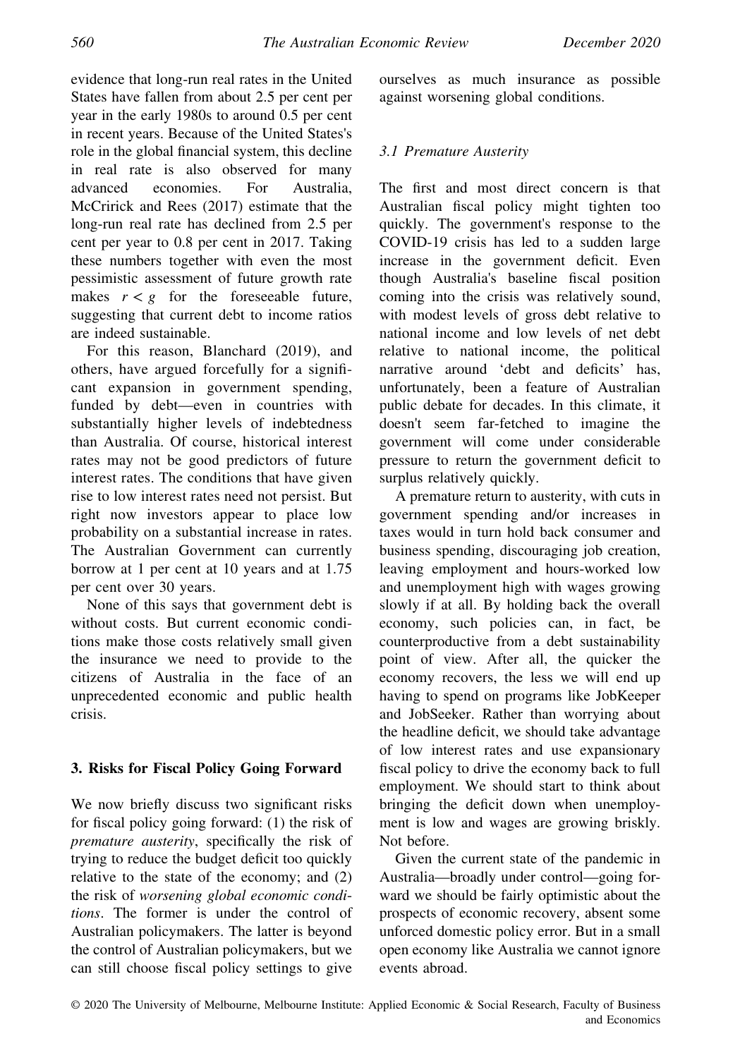evidence that long-run real rates in the United States have fallen from about 2.5 per cent per year in the early 1980s to around 0.5 per cent in recent years. Because of the United States's role in the global financial system, this decline in real rate is also observed for many advanced economies. For Australia, McCririck and Rees (2017) estimate that the long-run real rate has declined from 2.5 per cent per year to 0.8 per cent in 2017. Taking these numbers together with even the most pessimistic assessment of future growth rate makes $r < g$ for the foreseeable future, suggesting that current debt to income ratios are indeed sustainable.

For this reason, Blanchard (2019), and others, have argued forcefully for a significant expansion in government spending, funded by debt—even in countries with substantially higher levels of indebtedness than Australia. Of course, historical interest rates may not be good predictors of future interest rates. The conditions that have given rise to low interest rates need not persist. But right now investors appear to place low probability on a substantial increase in rates. The Australian Government can currently borrow at 1 per cent at 10 years and at 1.75 per cent over 30 years.

None of this says that government debt is without costs. But current economic conditions make those costs relatively small given the insurance we need to provide to the citizens of Australia in the face of an unprecedented economic and public health crisis.

## 3. Risks for Fiscal Policy Going Forward

We now briefly discuss two significant risks for fiscal policy going forward: (1) the risk of *premature austerity*, specifically the risk of trying to reduce the budget deficit too quickly relative to the state of the economy; and (2) the risk of *worsening global economic conditions*. The former is under the control of Australian policymakers. The latter is beyond the control of Australian policymakers, but we can still choose fiscal policy settings to give ourselves as much insurance as possible against worsening global conditions.

### *3.1 Premature Austerity*

The first and most direct concern is that Australian fiscal policy might tighten too quickly. The government's response to the COVID-19 crisis has led to a sudden large increase in the government deficit. Even though Australia's baseline fiscal position coming into the crisis was relatively sound, with modest levels of gross debt relative to national income and low levels of net debt relative to national income, the political narrative around 'debt and deficits' has, unfortunately, been a feature of Australian public debate for decades. In this climate, it doesn't seem far-fetched to imagine the government will come under considerable pressure to return the government deficit to surplus relatively quickly.

A premature return to austerity, with cuts in government spending and/or increases in taxes would in turn hold back consumer and business spending, discouraging job creation, leaving employment and hours-worked low and unemployment high with wages growing slowly if at all. By holding back the overall economy, such policies can, in fact, be counterproductive from a debt sustainability point of view. After all, the quicker the economy recovers, the less we will end up having to spend on programs like JobKeeper and JobSeeker. Rather than worrying about the headline deficit, we should take advantage of low interest rates and use expansionary fiscal policy to drive the economy back to full employment. We should start to think about bringing the deficit down when unemployment is low and wages are growing briskly. Not before.

Given the current state of the pandemic in Australia—broadly under control—going forward we should be fairly optimistic about the prospects of economic recovery, absent some unforced domestic policy error. But in a small open economy like Australia we cannot ignore events abroad.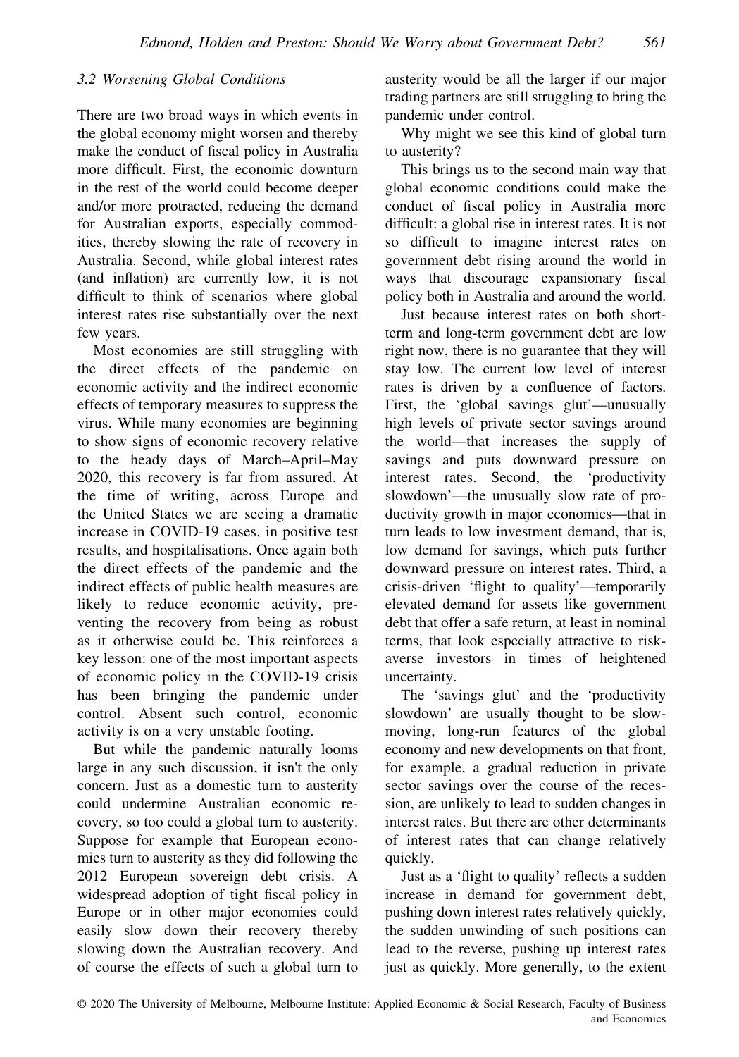### 3.2 Worsening Global Conditions

There are two broad ways in which events in the global economy might worsen and thereby make the conduct of fiscal policy in Australia more difficult. First, the economic downturn in the rest of the world could become deeper and/or more protracted, reducing the demand for Australian exports, especially commodities, thereby slowing the rate of recovery in Australia. Second, while global interest rates (and inflation) are currently low, it is not difficult to think of scenarios where global interest rates rise substantially over the next few years.

Most economies are still struggling with the direct effects of the pandemic on economic activity and the indirect economic effects of temporary measures to suppress the virus. While many economies are beginning to show signs of economic recovery relative to the heady days of March–April–May 2020, this recovery is far from assured. At the time of writing, across Europe and the United States we are seeing a dramatic increase in COVID-19 cases, in positive test results, and hospitalisations. Once again both the direct effects of the pandemic and the indirect effects of public health measures are likely to reduce economic activity, preventing the recovery from being as robust as it otherwise could be. This reinforces a key lesson: one of the most important aspects of economic policy in the COVID-19 crisis has been bringing the pandemic under control. Absent such control, economic activity is on a very unstable footing.

But while the pandemic naturally looms large in any such discussion, it isn't the only concern. Just as a domestic turn to austerity could undermine Australian economic recovery, so too could a global turn to austerity. Suppose for example that European economies turn to austerity as they did following the 2012 European sovereign debt crisis. A widespread adoption of tight fiscal policy in Europe or in other major economies could easily slow down their recovery thereby slowing down the Australian recovery. And of course the effects of such a global turn to austerity would be all the larger if our major trading partners are still struggling to bring the pandemic under control.

Why might we see this kind of global turn to austerity?

This brings us to the second main way that global economic conditions could make the conduct of fiscal policy in Australia more difficult: a global rise in interest rates. It is not so difficult to imagine interest rates on government debt rising around the world in ways that discourage expansionary fiscal policy both in Australia and around the world.

Just because interest rates on both short-term and long-term government debt are low right now, there is no guarantee that they will stay low. The current low level of interest rates is driven by a confluence of factors. First, the 'global savings glut'—unusually high levels of private sector savings around the world—that increases the supply of savings and puts downward pressure on interest rates. Second, the 'productivity slowdown'—the unusually slow rate of productivity growth in major economies—that in turn leads to low investment demand, that is, low demand for savings, which puts further downward pressure on interest rates. Third, a crisis-driven 'flight to quality'—temporarily elevated demand for assets like government debt that offer a safe return, at least in nominal terms, that look especially attractive to risk-averse investors in times of heightened uncertainty.

The 'savings glut' and the 'productivity slowdown' are usually thought to be slow-moving, long-run features of the global economy and new developments on that front, for example, a gradual reduction in private sector savings over the course of the recession, are unlikely to lead to sudden changes in interest rates. But there are other determinants of interest rates that can change relatively quickly.

Just as a 'flight to quality' reflects a sudden increase in demand for government debt, pushing down interest rates relatively quickly, the sudden unwinding of such positions can lead to the reverse, pushing up interest rates just as quickly. More generally, to the extent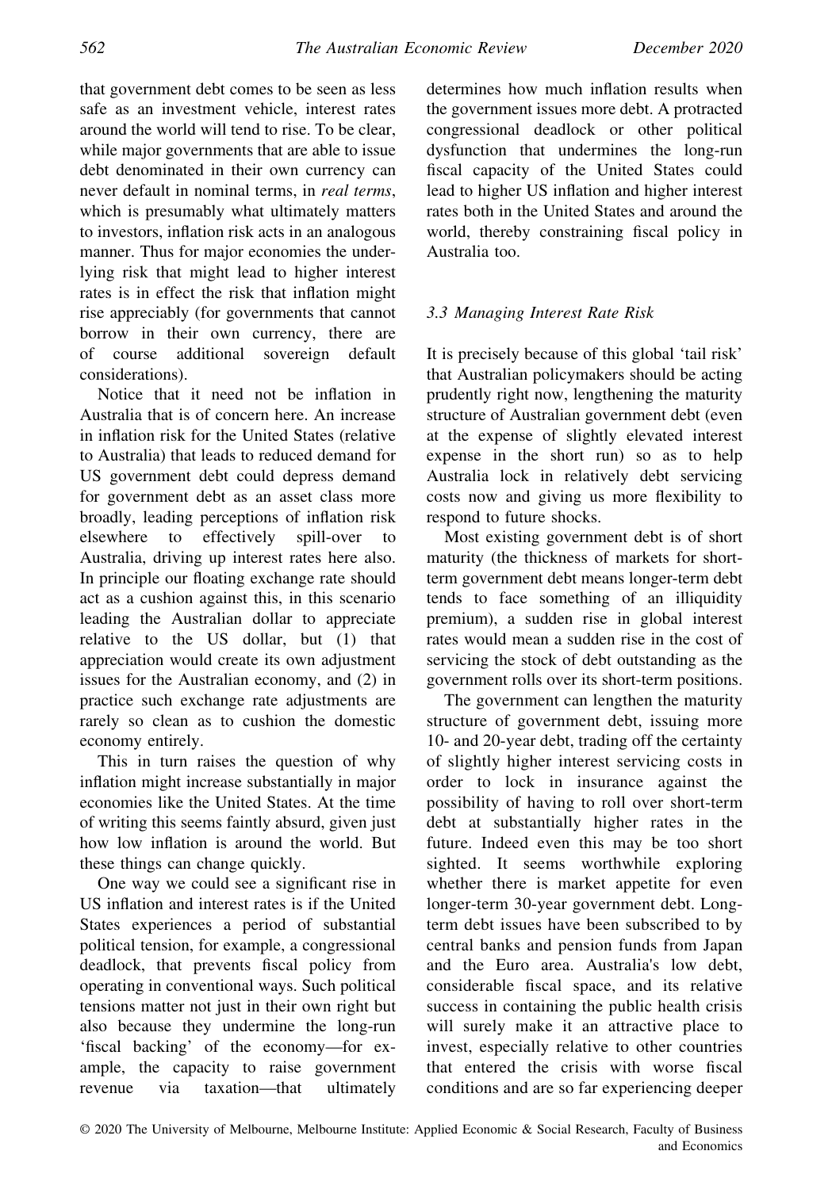that government debt comes to be seen as less safe as an investment vehicle, interest rates around the world will tend to rise. To be clear, while major governments that are able to issue debt denominated in their own currency can never default in nominal terms, in *real terms*, which is presumably what ultimately matters to investors, inflation risk acts in an analogous manner. Thus for major economies the underlying risk that might lead to higher interest rates is in effect the risk that inflation might rise appreciably (for governments that cannot borrow in their own currency, there are of course additional sovereign default considerations).

Notice that it need not be inflation in Australia that is of concern here. An increase in inflation risk for the United States (relative to Australia) that leads to reduced demand for US government debt could depress demand for government debt as an asset class more broadly, leading perceptions of inflation risk elsewhere to effectively spill-over to Australia, driving up interest rates here also. In principle our floating exchange rate should act as a cushion against this, in this scenario leading the Australian dollar to appreciate relative to the US dollar, but (1) that appreciation would create its own adjustment issues for the Australian economy, and (2) in practice such exchange rate adjustments are rarely so clean as to cushion the domestic economy entirely.

This in turn raises the question of why inflation might increase substantially in major economies like the United States. At the time of writing this seems faintly absurd, given just how low inflation is around the world. But these things can change quickly.

One way we could see a significant rise in US inflation and interest rates is if the United States experiences a period of substantial political tension, for example, a congressional deadlock, that prevents fiscal policy from operating in conventional ways. Such political tensions matter not just in their own right but also because they undermine the long-run 'fiscal backing' of the economy—for example, the capacity to raise government revenue via taxation—that ultimately determines how much inflation results when the government issues more debt. A protracted congressional deadlock or other political dysfunction that undermines the long-run fiscal capacity of the United States could lead to higher US inflation and higher interest rates both in the United States and around the world, thereby constraining fiscal policy in Australia too.

### *3.3 Managing Interest Rate Risk*

It is precisely because of this global 'tail risk' that Australian policymakers should be acting prudently right now, lengthening the maturity structure of Australian government debt (even at the expense of slightly elevated interest expense in the short run) so as to help Australia lock in relatively debt servicing costs now and giving us more flexibility to respond to future shocks.

Most existing government debt is of short maturity (the thickness of markets for short-term government debt means longer-term debt tends to face something of an illiquidity premium), a sudden rise in global interest rates would mean a sudden rise in the cost of servicing the stock of debt outstanding as the government rolls over its short-term positions.

The government can lengthen the maturity structure of government debt, issuing more 10- and 20-year debt, trading off the certainty of slightly higher interest servicing costs in order to lock in insurance against the possibility of having to roll over short-term debt at substantially higher rates in the future. Indeed even this may be too short sighted. It seems worthwhile exploring whether there is market appetite for even longer-term 30-year government debt. Long-term debt issues have been subscribed to by central banks and pension funds from Japan and the Euro area. Australia's low debt, considerable fiscal space, and its relative success in containing the public health crisis will surely make it an attractive place to invest, especially relative to other countries that entered the crisis with worse fiscal conditions and are so far experiencing deeper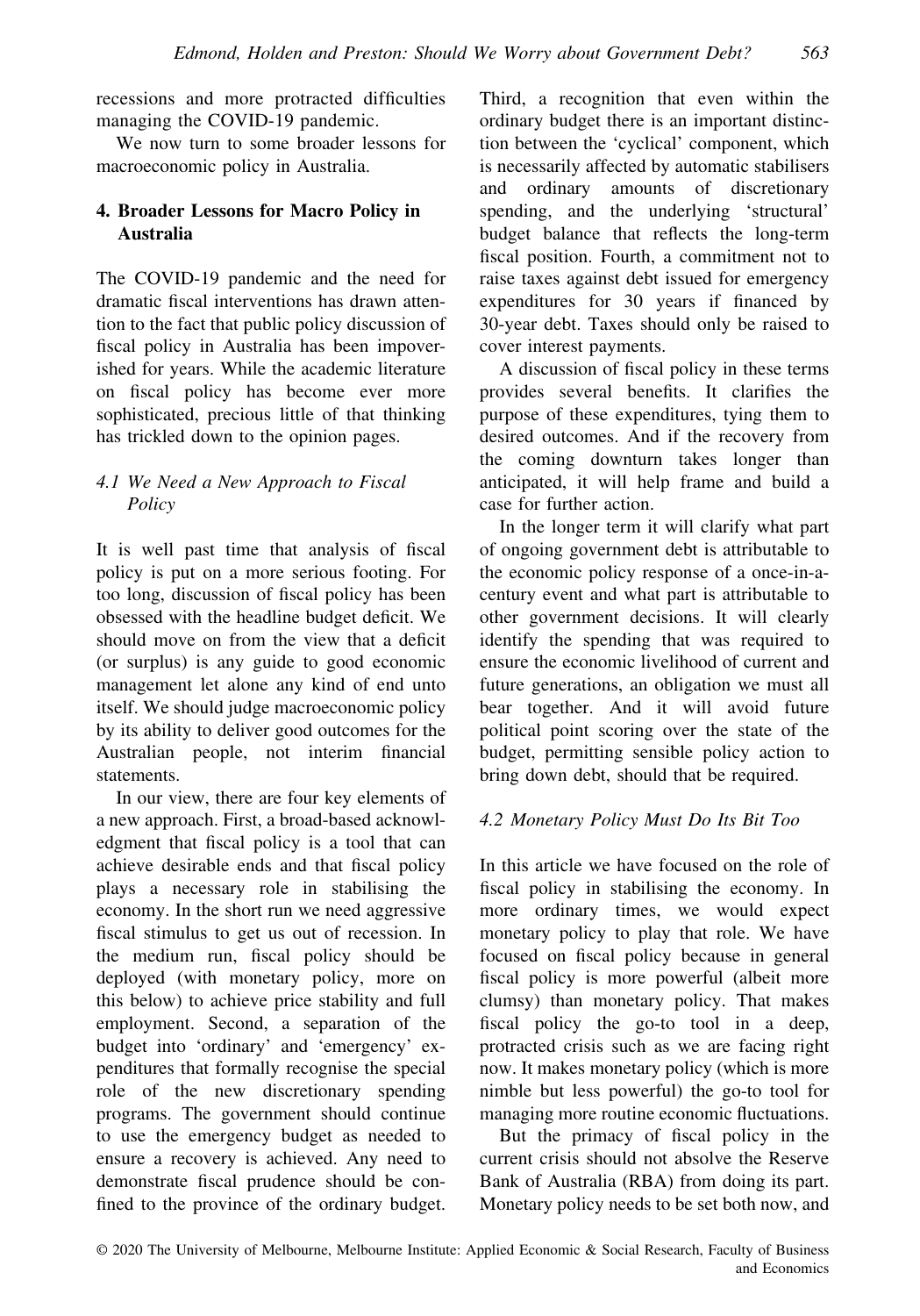recessions and more protracted difficulties managing the COVID-19 pandemic.

We now turn to some broader lessons for macroeconomic policy in Australia.

## 4. Broader Lessons for Macro Policy in Australia

The COVID-19 pandemic and the need for dramatic fiscal interventions has drawn attention to the fact that public policy discussion of fiscal policy in Australia has been impoverished for years. While the academic literature on fiscal policy has become ever more sophisticated, precious little of that thinking has trickled down to the opinion pages.

### *4.1 We Need a New Approach to Fiscal Policy*

It is well past time that analysis of fiscal policy is put on a more serious footing. For too long, discussion of fiscal policy has been obsessed with the headline budget deficit. We should move on from the view that a deficit (or surplus) is any guide to good economic management let alone any kind of end unto itself. We should judge macroeconomic policy by its ability to deliver good outcomes for the Australian people, not interim financial statements.

In our view, there are four key elements of a new approach. First, a broad-based acknowledgment that fiscal policy is a tool that can achieve desirable ends and that fiscal policy plays a necessary role in stabilising the economy. In the short run we need aggressive fiscal stimulus to get us out of recession. In the medium run, fiscal policy should be deployed (with monetary policy, more on this below) to achieve price stability and full employment. Second, a separation of the budget into 'ordinary' and 'emergency' expenditures that formally recognise the special role of the new discretionary spending programs. The government should continue to use the emergency budget as needed to ensure a recovery is achieved. Any need to demonstrate fiscal prudence should be confined to the province of the ordinary budget. Third, a recognition that even within the ordinary budget there is an important distinction between the 'cyclical' component, which is necessarily affected by automatic stabilisers and ordinary amounts of discretionary spending, and the underlying 'structural' budget balance that reflects the long-term fiscal position. Fourth, a commitment not to raise taxes against debt issued for emergency expenditures for 30 years if financed by 30-year debt. Taxes should only be raised to cover interest payments.

A discussion of fiscal policy in these terms provides several benefits. It clarifies the purpose of these expenditures, tying them to desired outcomes. And if the recovery from the coming downturn takes longer than anticipated, it will help frame and build a case for further action.

In the longer term it will clarify what part of ongoing government debt is attributable to the economic policy response of a once-in-a-century event and what part is attributable to other government decisions. It will clearly identify the spending that was required to ensure the economic livelihood of current and future generations, an obligation we must all bear together. And it will avoid future political point scoring over the state of the budget, permitting sensible policy action to bring down debt, should that be required.

### *4.2 Monetary Policy Must Do Its Bit Too*

In this article we have focused on the role of fiscal policy in stabilising the economy. In more ordinary times, we would expect monetary policy to play that role. We have focused on fiscal policy because in general fiscal policy is more powerful (albeit more clumsy) than monetary policy. That makes fiscal policy the go-to tool in a deep, protracted crisis such as we are facing right now. It makes monetary policy (which is more nimble but less powerful) the go-to tool for managing more routine economic fluctuations.

But the primacy of fiscal policy in the current crisis should not absolve the Reserve Bank of Australia (RBA) from doing its part. Monetary policy needs to be set both now, and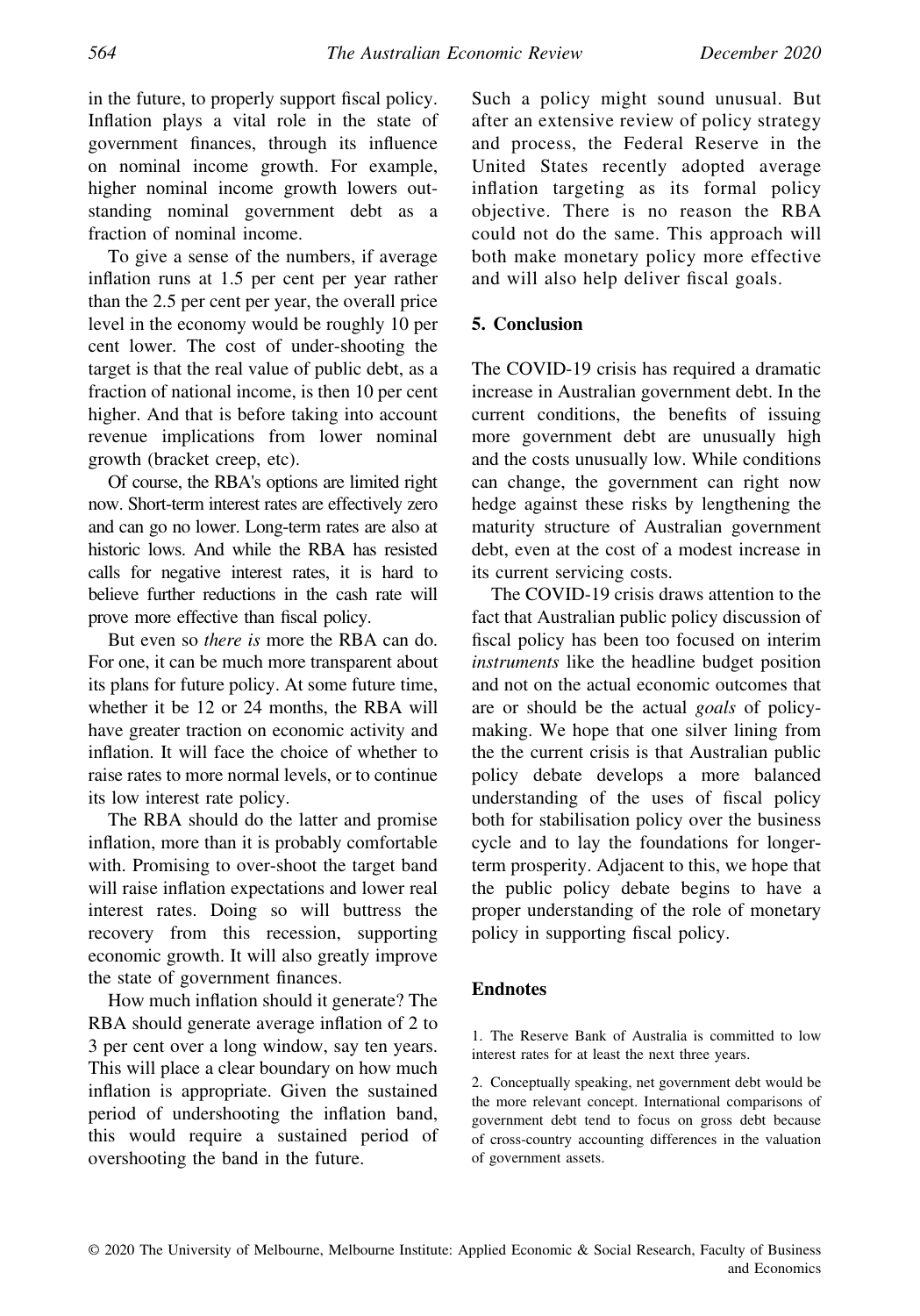in the future, to properly support fiscal policy. Inflation plays a vital role in the state of government finances, through its influence on nominal income growth. For example, higher nominal income growth lowers outstanding nominal government debt as a fraction of nominal income.

To give a sense of the numbers, if average inflation runs at 1.5 per cent per year rather than the 2.5 per cent per year, the overall price level in the economy would be roughly 10 per cent lower. The cost of under-shooting the target is that the real value of public debt, as a fraction of national income, is then 10 per cent higher. And that is before taking into account revenue implications from lower nominal growth (bracket creep, etc).

Of course, the RBA's options are limited right now. Short-term interest rates are effectively zero and can go no lower. Long-term rates are also at historic lows. And while the RBA has resisted calls for negative interest rates, it is hard to believe further reductions in the cash rate will prove more effective than fiscal policy.

But even so *there is* more the RBA can do. For one, it can be much more transparent about its plans for future policy. At some future time, whether it be 12 or 24 months, the RBA will have greater traction on economic activity and inflation. It will face the choice of whether to raise rates to more normal levels, or to continue its low interest rate policy.

The RBA should do the latter and promise inflation, more than it is probably comfortable with. Promising to over-shoot the target band will raise inflation expectations and lower real interest rates. Doing so will buttress the recovery from this recession, supporting economic growth. It will also greatly improve the state of government finances.

How much inflation should it generate? The RBA should generate average inflation of 2 to 3 per cent over a long window, say ten years. This will place a clear boundary on how much inflation is appropriate. Given the sustained period of undershooting the inflation band, this would require a sustained period of overshooting the band in the future.

Such a policy might sound unusual. But after an extensive review of policy strategy and process, the Federal Reserve in the United States recently adopted average inflation targeting as its formal policy objective. There is no reason the RBA could not do the same. This approach will both make monetary policy more effective and will also help deliver fiscal goals.

## 5. Conclusion

The COVID-19 crisis has required a dramatic increase in Australian government debt. In the current conditions, the benefits of issuing more government debt are unusually high and the costs unusually low. While conditions can change, the government can right now hedge against these risks by lengthening the maturity structure of Australian government debt, even at the cost of a modest increase in its current servicing costs.

The COVID-19 crisis draws attention to the fact that Australian public policy discussion of fiscal policy has been too focused on interim *instruments* like the headline budget position and not on the actual economic outcomes that are or should be the actual *goals* of policy-making. We hope that one silver lining from the the current crisis is that Australian public policy debate develops a more balanced understanding of the uses of fiscal policy both for stabilisation policy over the business cycle and to lay the foundations for longer-term prosperity. Adjacent to this, we hope that the public policy debate begins to have a proper understanding of the role of monetary policy in supporting fiscal policy.

## Endnotes

1. The Reserve Bank of Australia is committed to low interest rates for at least the next three years.

2. Conceptually speaking, net government debt would be the more relevant concept. International comparisons of government debt tend to focus on gross debt because of cross-country accounting differences in the valuation of government assets.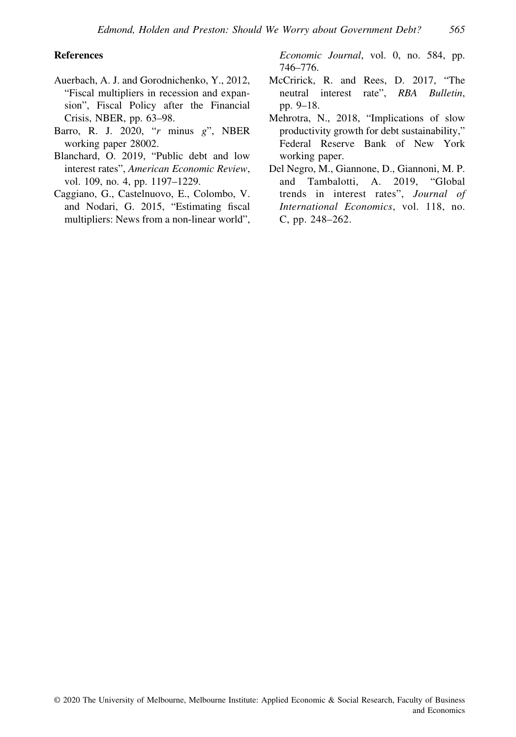## References

Auerbach, A. J. and Gorodnichenko, Y., 2012, "Fiscal multipliers in recession and expansion", Fiscal Policy after the Financial Crisis, NBER, pp. 63–98.

Barro, R. J. 2020, "*r* minus *g*", NBER working paper 28002.

Blanchard, O. 2019, "Public debt and low interest rates", *American Economic Review*, vol. 109, no. 4, pp. 1197–1229.

Caggiano, G., Castelnuovo, E., Colombo, V. and Nodari, G. 2015, "Estimating fiscal multipliers: News from a non-linear world", *Economic Journal*, vol. 0, no. 584, pp. 746–776.

McCririck, R. and Rees, D. 2017, "The neutral interest rate", *RBA Bulletin*, pp. 9–18.

Mehrotra, N., 2018, "Implications of slow productivity growth for debt sustainability," Federal Reserve Bank of New York working paper.

Del Negro, M., Giannone, D., Giannoni, M. P. and Tambalotti, A. 2019, "Global trends in interest rates", *Journal of International Economics*, vol. 118, no. C, pp. 248–262.